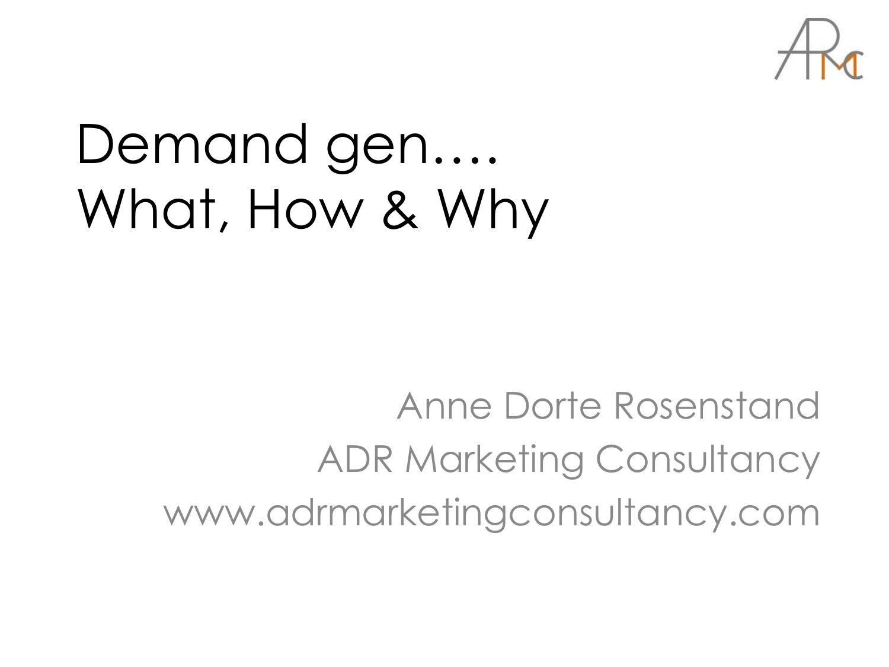# Demand gen.... What, How & Why

Anne Dorte Rosenstand
ADR Marketing Consultancy
www.adrmarketingconsultancy.com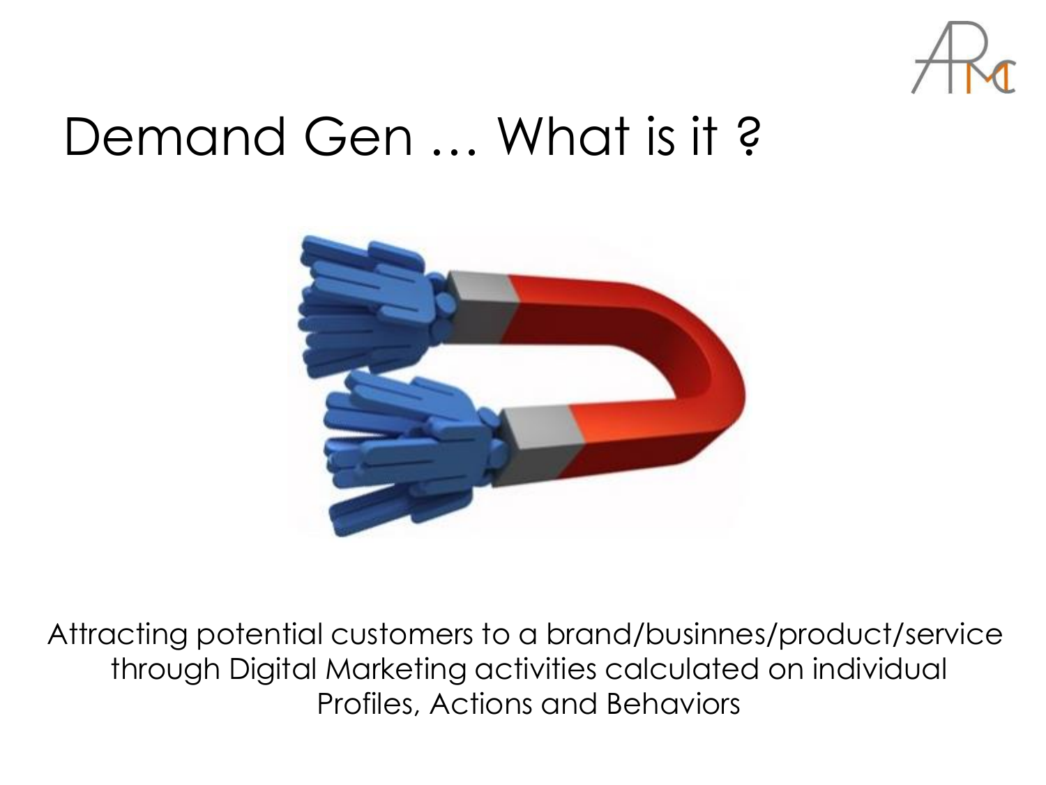# Demand Gen … What is it ?

Attracting potential customers to a brand/businnes/product/service through Digital Marketing activities calculated on individual Profiles, Actions and Behaviors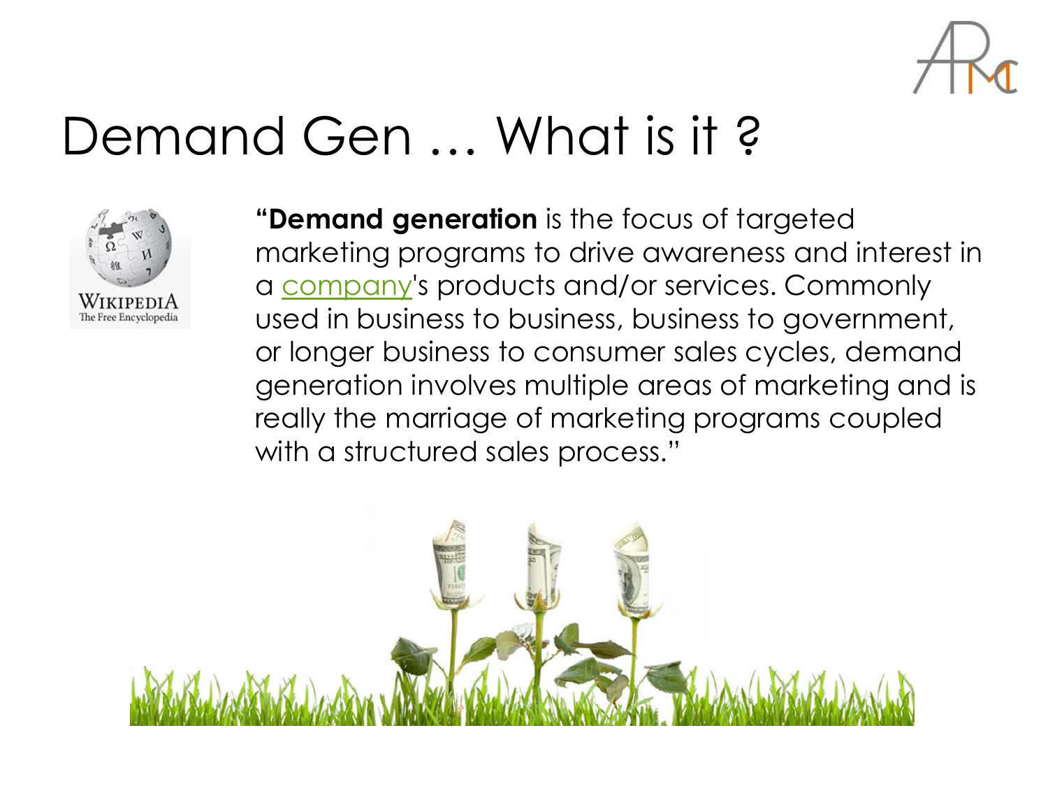# Demand Gen … What is it ?

"**Demand generation** is the focus of targeted marketing programs to drive awareness and interest in a company's products and/or services. Commonly used in business to business, business to government, or longer business to consumer sales cycles, demand generation involves multiple areas of marketing and is really the marriage of marketing programs coupled with a structured sales process."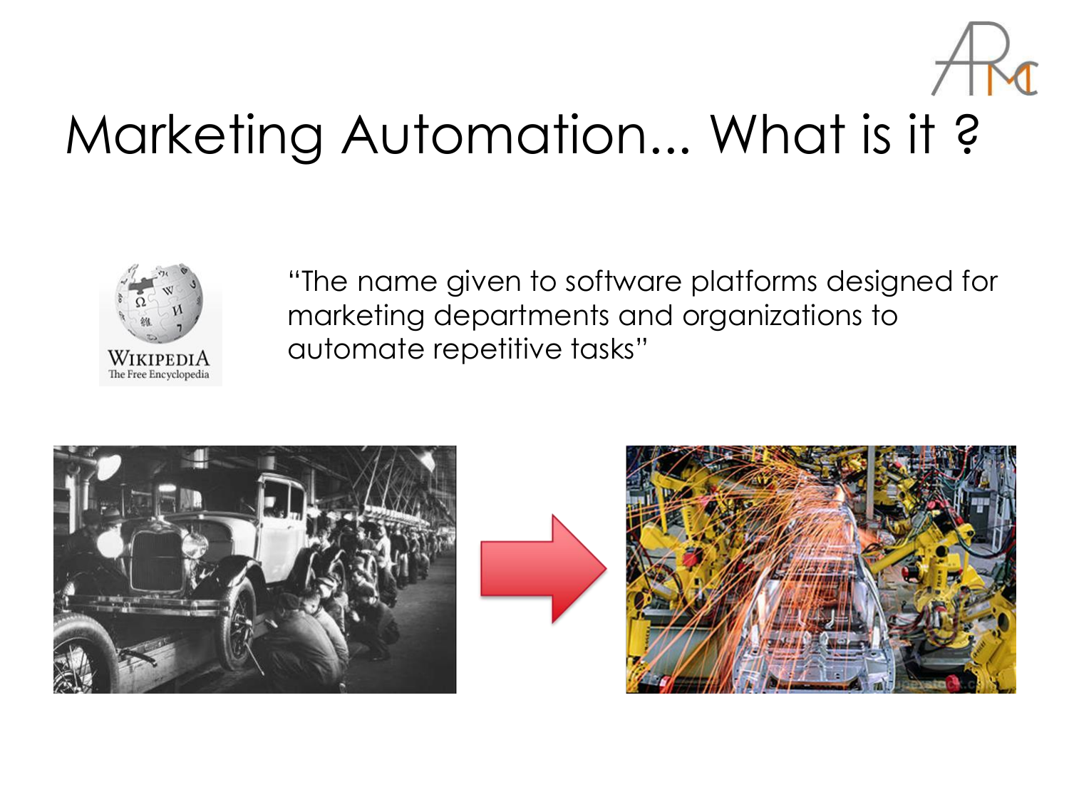# Marketing Automation... What is it ?

"The name given to software platforms designed for marketing departments and organizations to automate repetitive tasks"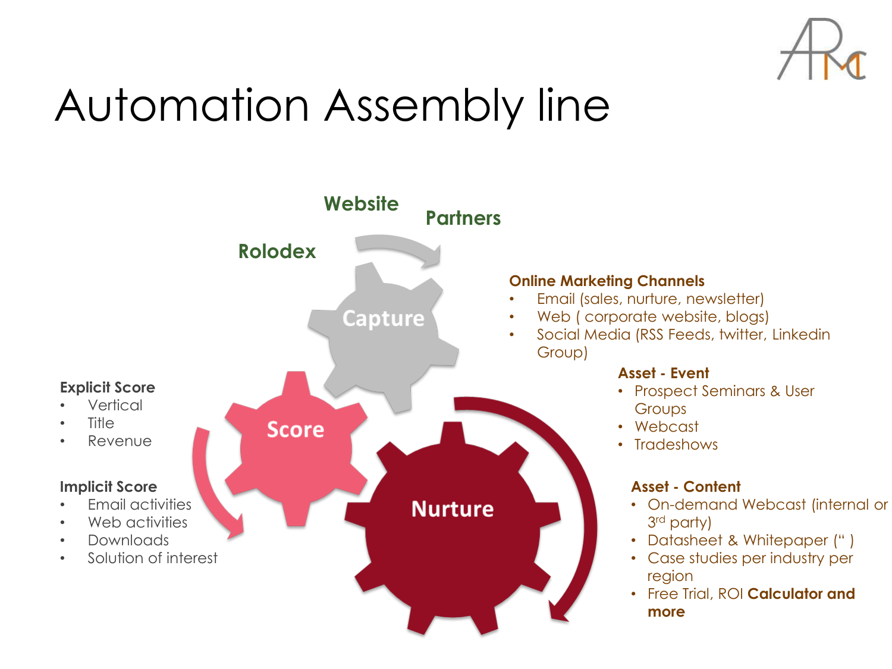# Automation Assembly line

Website

Partners

Rolodex

Capture

Score

Nurture

**Online Marketing Channels**

- Email (sales, nurture, newsletter)
- Web ( corporate website, blogs)
- Social Media (RSS Feeds, twitter, Linkedin Group)

**Asset - Event**

- Prospect Seminars & User Groups
- Webcast
- Tradeshows

**Asset - Content**

- On-demand Webcast (internal or 3rd party)
- Datasheet & Whitepaper (" )
- Case studies per industry per region
- Free Trial, ROI **Calculator and more**

**Explicit Score**

- Vertical
- Title
- Revenue

**Implicit Score**

- Email activities
- Web activities
- Downloads
- Solution of interest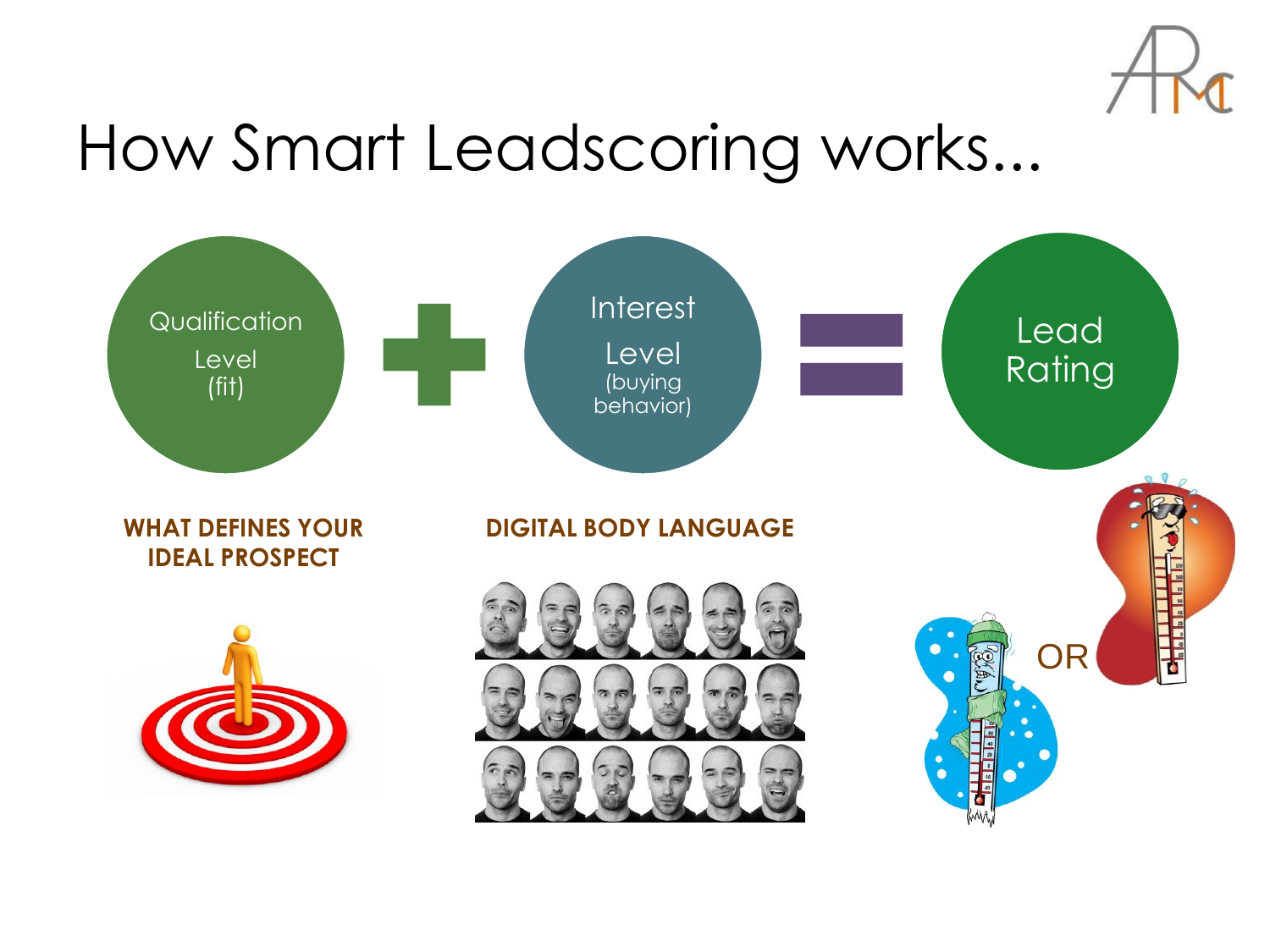# How Smart Leadscoring works...

Qualification Level (fit) + Interest Level (buying behavior) = Lead Rating

**WHAT DEFINES YOUR IDEAL PROSPECT**

**DIGITAL BODY LANGUAGE**

OR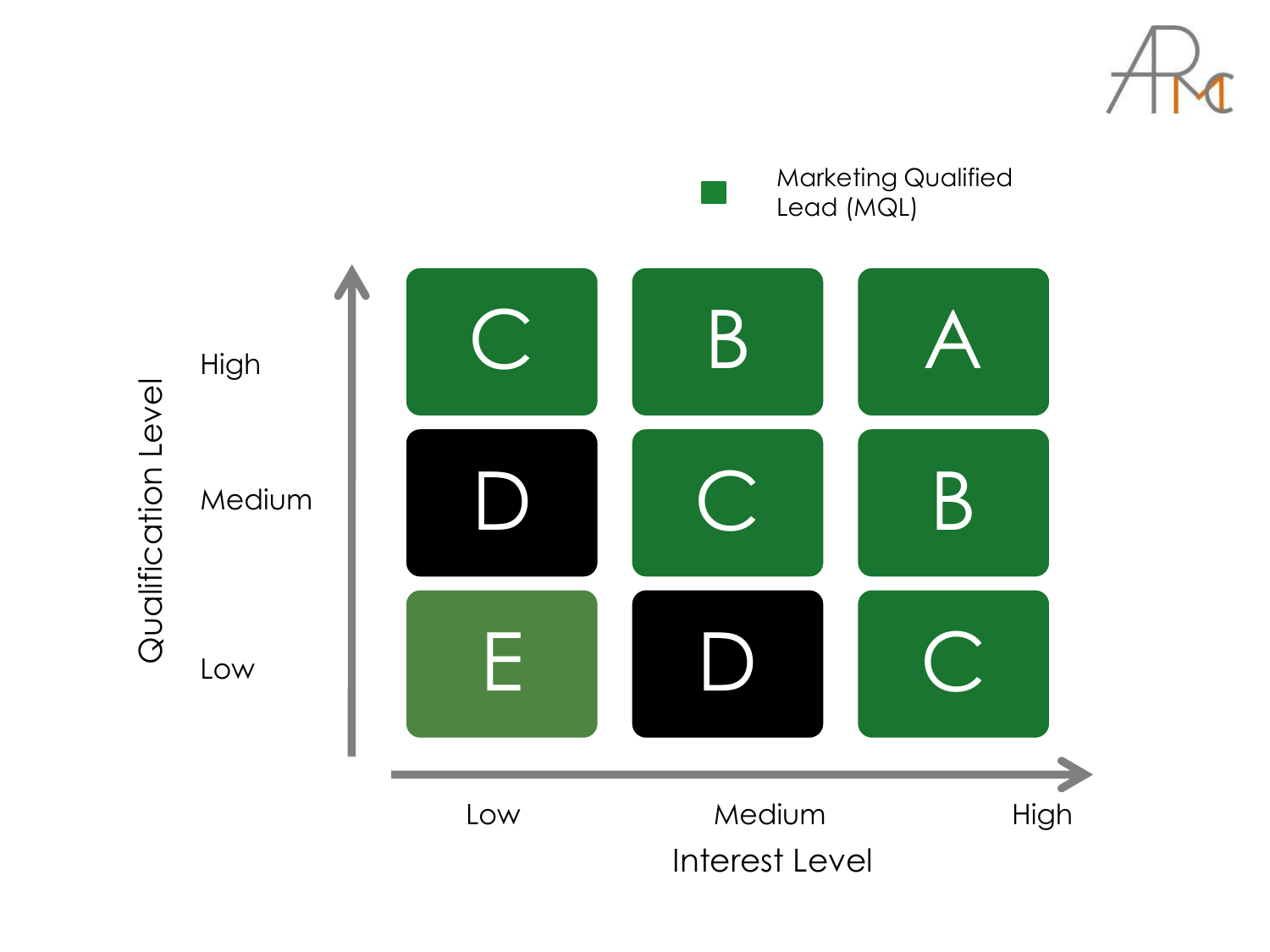Marketing Qualified Lead (MQL)

| Qualification Level \ Interest Level | Low | Medium | High |
| --- | --- | --- | --- |
| High | C | B | A |
| Medium | D | C | B |
| Low | E | D | C |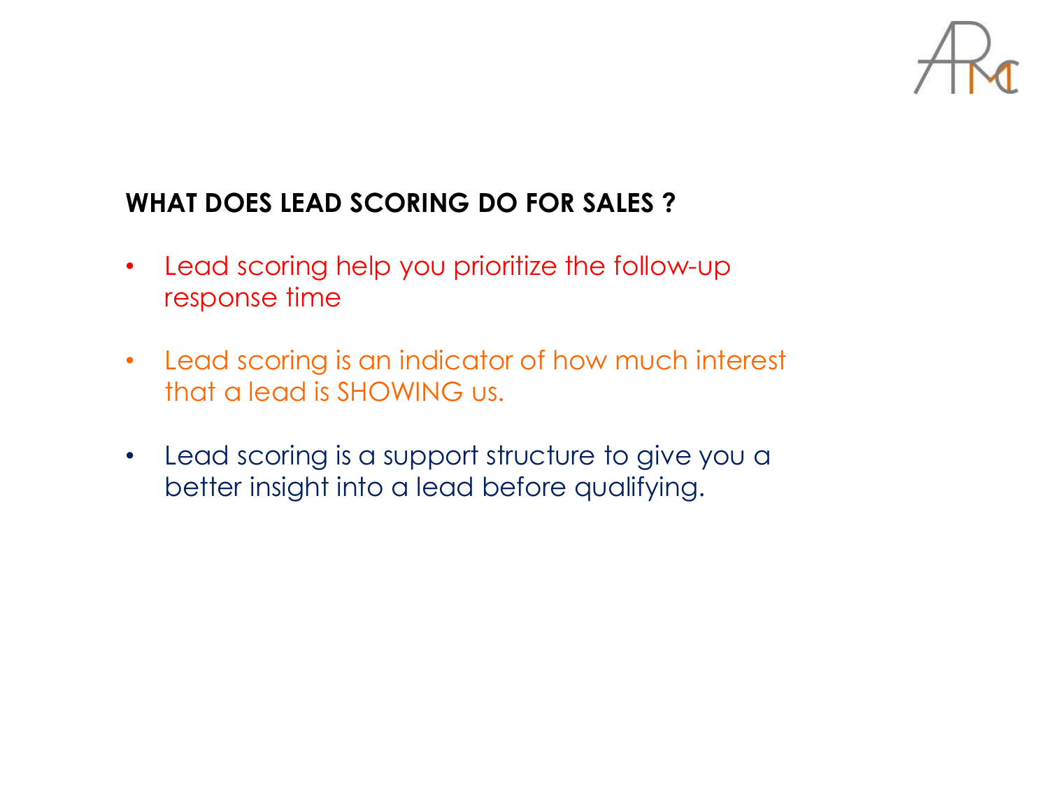## WHAT DOES LEAD SCORING DO FOR SALES ?

- Lead scoring help you prioritize the follow-up response time
- Lead scoring is an indicator of how much interest that a lead is SHOWING us.
- Lead scoring is a support structure to give you a better insight into a lead before qualifying.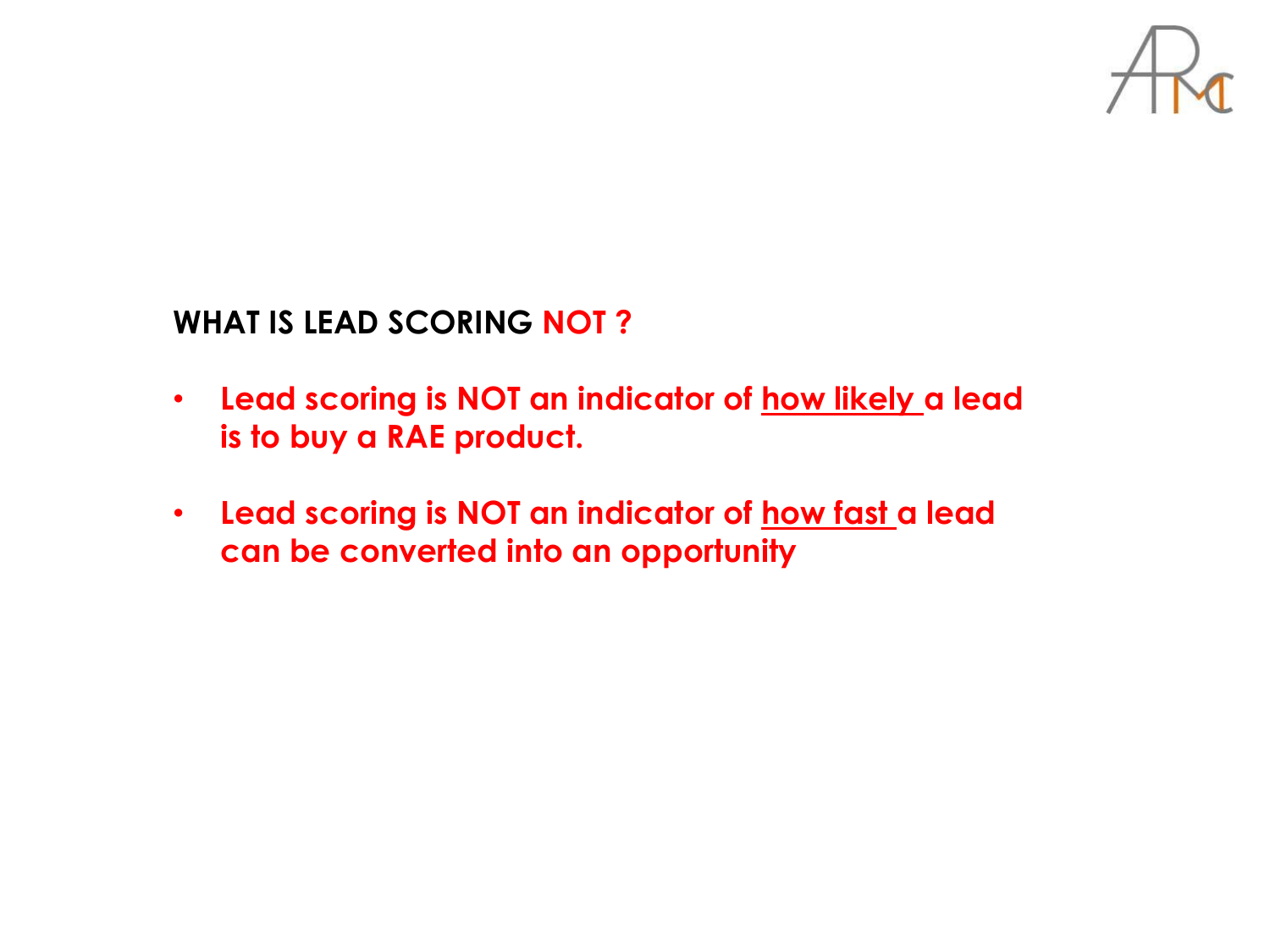## WHAT IS LEAD SCORING NOT ?

- **Lead scoring is NOT an indicator of <u>how likely</u> a lead is to buy a RAE product.**
- **Lead scoring is NOT an indicator of <u>how fast</u> a lead can be converted into an opportunity**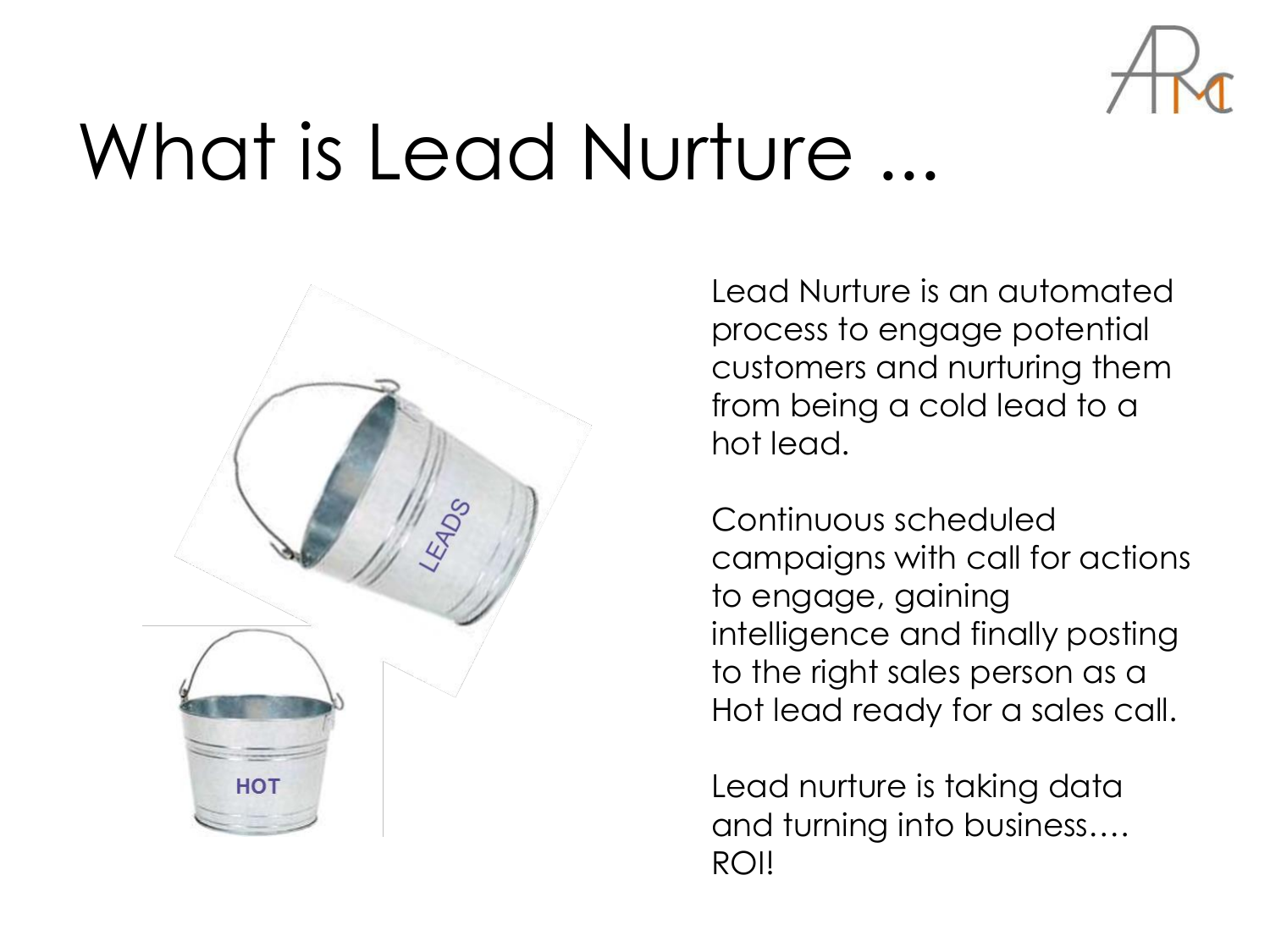# What is Lead Nurture ...

Lead Nurture is an automated process to engage potential customers and nurturing them from being a cold lead to a hot lead.

Continuous scheduled campaigns with call for actions to engage, gaining intelligence and finally posting to the right sales person as a Hot lead ready for a sales call.

Lead nurture is taking data and turning into business…. ROI!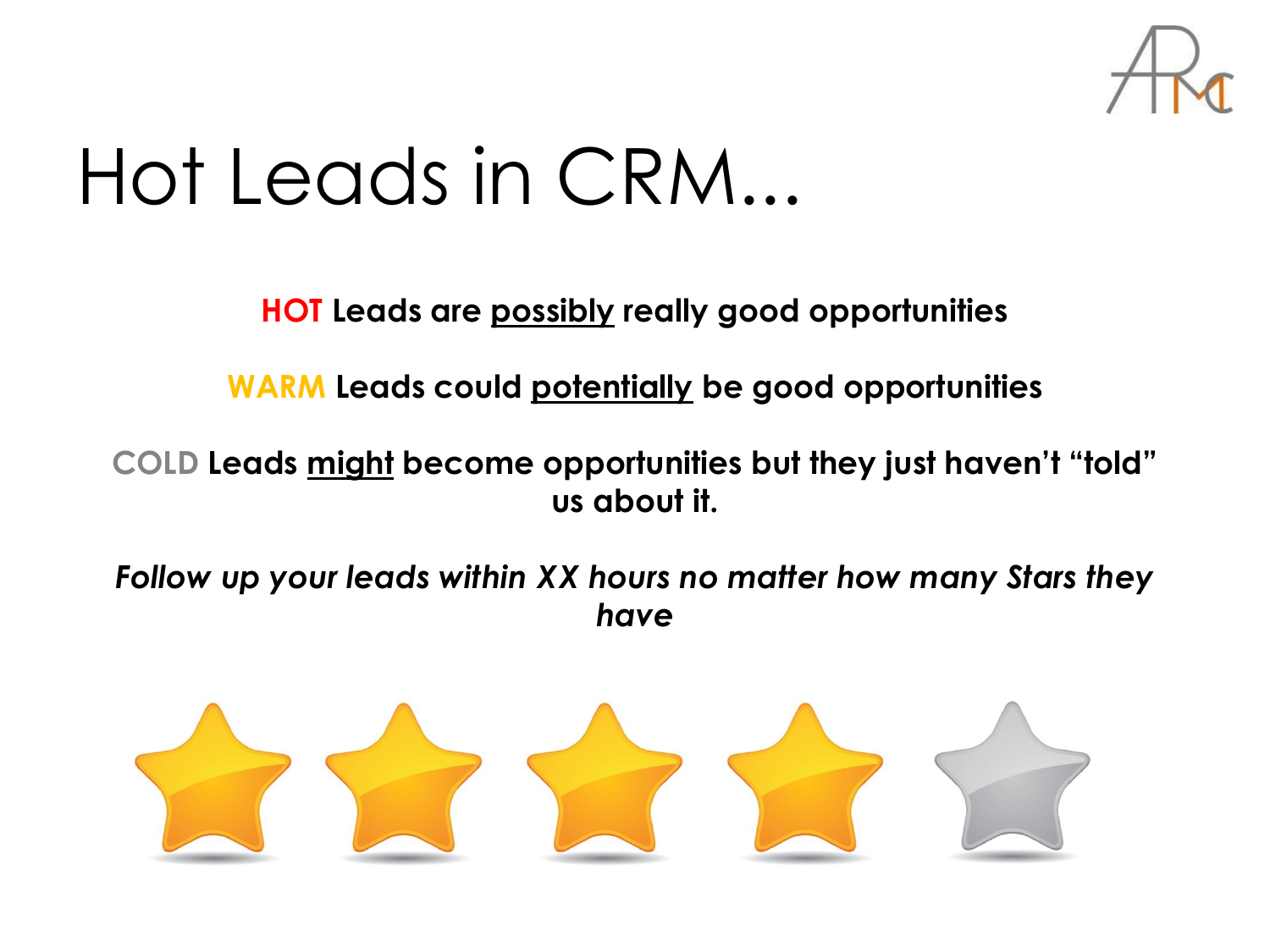# Hot Leads in CRM...

**HOT Leads are <u>possibly</u> really good opportunities**

**WARM Leads could <u>potentially</u> be good opportunities**

**COLD Leads <u>might</u> become opportunities but they just haven't "told" us about it.**

***Follow up your leads within XX hours no matter how many Stars they have***